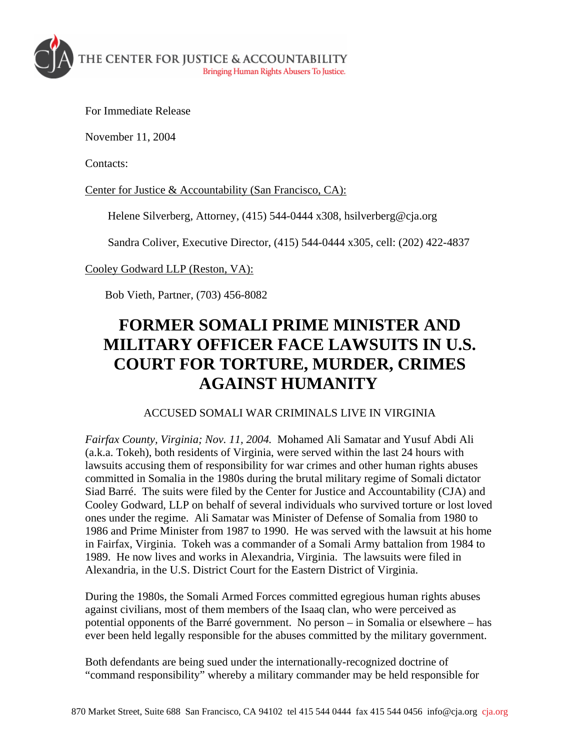THE CENTER FOR JUSTICE & ACCOUNTABILITY
Bringing Human Rights Abusers To Justice.

For Immediate Release

November 11, 2004

Contacts:

Center for Justice & Accountability (San Francisco, CA):

Helene Silverberg, Attorney, (415) 544-0444 x308, hsilverberg@cja.org

Sandra Coliver, Executive Director, (415) 544-0444 x305, cell: (202) 422-4837

Cooley Godward LLP (Reston, VA):

Bob Vieth, Partner, (703) 456-8082

# FORMER SOMALI PRIME MINISTER AND MILITARY OFFICER FACE LAWSUITS IN U.S. COURT FOR TORTURE, MURDER, CRIMES AGAINST HUMANITY

ACCUSED SOMALI WAR CRIMINALS LIVE IN VIRGINIA

*Fairfax County, Virginia; Nov. 11, 2004.* Mohamed Ali Samatar and Yusuf Abdi Ali (a.k.a. Tokeh), both residents of Virginia, were served within the last 24 hours with lawsuits accusing them of responsibility for war crimes and other human rights abuses committed in Somalia in the 1980s during the brutal military regime of Somali dictator Siad Barré. The suits were filed by the Center for Justice and Accountability (CJA) and Cooley Godward, LLP on behalf of several individuals who survived torture or lost loved ones under the regime. Ali Samatar was Minister of Defense of Somalia from 1980 to 1986 and Prime Minister from 1987 to 1990. He was served with the lawsuit at his home in Fairfax, Virginia. Tokeh was a commander of a Somali Army battalion from 1984 to 1989. He now lives and works in Alexandria, Virginia. The lawsuits were filed in Alexandria, in the U.S. District Court for the Eastern District of Virginia.

During the 1980s, the Somali Armed Forces committed egregious human rights abuses against civilians, most of them members of the Isaaq clan, who were perceived as potential opponents of the Barré government. No person – in Somalia or elsewhere – has ever been held legally responsible for the abuses committed by the military government.

Both defendants are being sued under the internationally-recognized doctrine of "command responsibility" whereby a military commander may be held responsible for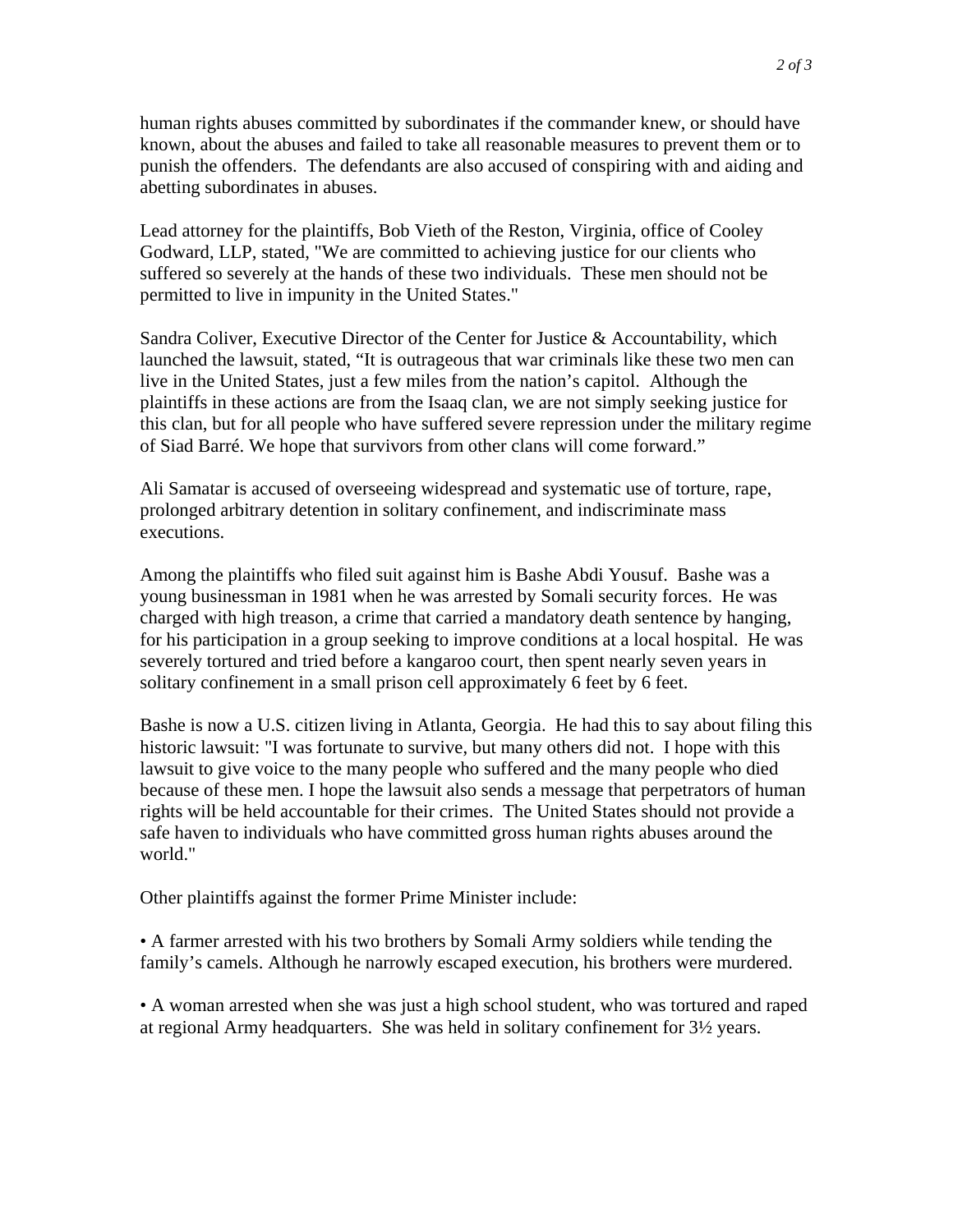human rights abuses committed by subordinates if the commander knew, or should have known, about the abuses and failed to take all reasonable measures to prevent them or to punish the offenders. The defendants are also accused of conspiring with and aiding and abetting subordinates in abuses.

Lead attorney for the plaintiffs, Bob Vieth of the Reston, Virginia, office of Cooley Godward, LLP, stated, "We are committed to achieving justice for our clients who suffered so severely at the hands of these two individuals. These men should not be permitted to live in impunity in the United States."

Sandra Coliver, Executive Director of the Center for Justice & Accountability, which launched the lawsuit, stated, "It is outrageous that war criminals like these two men can live in the United States, just a few miles from the nation's capitol. Although the plaintiffs in these actions are from the Isaaq clan, we are not simply seeking justice for this clan, but for all people who have suffered severe repression under the military regime of Siad Barré. We hope that survivors from other clans will come forward."

Ali Samatar is accused of overseeing widespread and systematic use of torture, rape, prolonged arbitrary detention in solitary confinement, and indiscriminate mass executions.

Among the plaintiffs who filed suit against him is Bashe Abdi Yousuf. Bashe was a young businessman in 1981 when he was arrested by Somali security forces. He was charged with high treason, a crime that carried a mandatory death sentence by hanging, for his participation in a group seeking to improve conditions at a local hospital. He was severely tortured and tried before a kangaroo court, then spent nearly seven years in solitary confinement in a small prison cell approximately 6 feet by 6 feet.

Bashe is now a U.S. citizen living in Atlanta, Georgia. He had this to say about filing this historic lawsuit: "I was fortunate to survive, but many others did not. I hope with this lawsuit to give voice to the many people who suffered and the many people who died because of these men. I hope the lawsuit also sends a message that perpetrators of human rights will be held accountable for their crimes. The United States should not provide a safe haven to individuals who have committed gross human rights abuses around the world."

Other plaintiffs against the former Prime Minister include:

- A farmer arrested with his two brothers by Somali Army soldiers while tending the family's camels. Although he narrowly escaped execution, his brothers were murdered.

- A woman arrested when she was just a high school student, who was tortured and raped at regional Army headquarters. She was held in solitary confinement for 3½ years.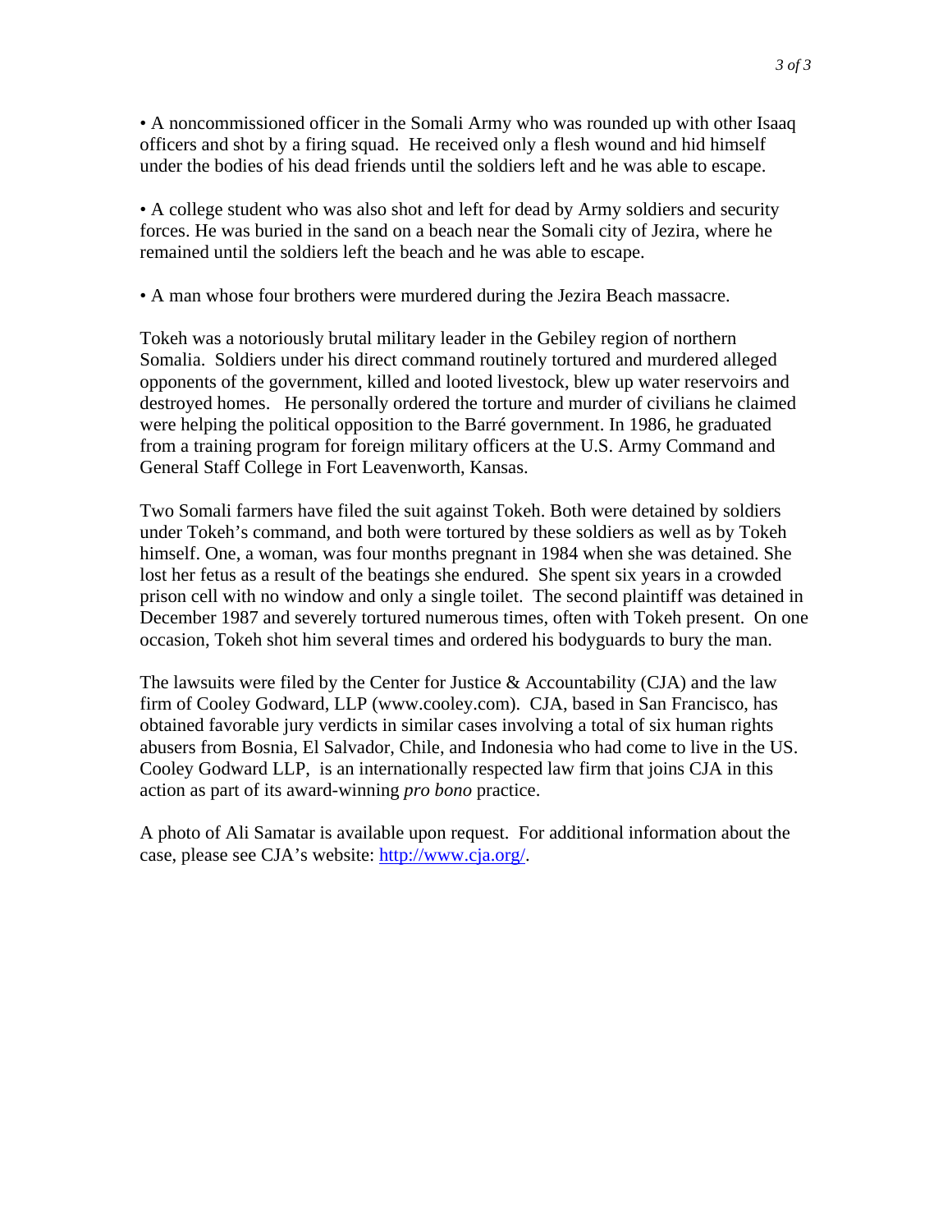• A noncommissioned officer in the Somali Army who was rounded up with other Isaaq officers and shot by a firing squad. He received only a flesh wound and hid himself under the bodies of his dead friends until the soldiers left and he was able to escape.

• A college student who was also shot and left for dead by Army soldiers and security forces. He was buried in the sand on a beach near the Somali city of Jezira, where he remained until the soldiers left the beach and he was able to escape.

• A man whose four brothers were murdered during the Jezira Beach massacre.

Tokeh was a notoriously brutal military leader in the Gebiley region of northern Somalia. Soldiers under his direct command routinely tortured and murdered alleged opponents of the government, killed and looted livestock, blew up water reservoirs and destroyed homes. He personally ordered the torture and murder of civilians he claimed were helping the political opposition to the Barré government. In 1986, he graduated from a training program for foreign military officers at the U.S. Army Command and General Staff College in Fort Leavenworth, Kansas.

Two Somali farmers have filed the suit against Tokeh. Both were detained by soldiers under Tokeh's command, and both were tortured by these soldiers as well as by Tokeh himself. One, a woman, was four months pregnant in 1984 when she was detained. She lost her fetus as a result of the beatings she endured. She spent six years in a crowded prison cell with no window and only a single toilet. The second plaintiff was detained in December 1987 and severely tortured numerous times, often with Tokeh present. On one occasion, Tokeh shot him several times and ordered his bodyguards to bury the man.

The lawsuits were filed by the Center for Justice & Accountability (CJA) and the law firm of Cooley Godward, LLP (www.cooley.com). CJA, based in San Francisco, has obtained favorable jury verdicts in similar cases involving a total of six human rights abusers from Bosnia, El Salvador, Chile, and Indonesia who had come to live in the US. Cooley Godward LLP, is an internationally respected law firm that joins CJA in this action as part of its award-winning *pro bono* practice.

A photo of Ali Samatar is available upon request. For additional information about the case, please see CJA's website: [http://www.cja.org/](http://www.cja.org/).